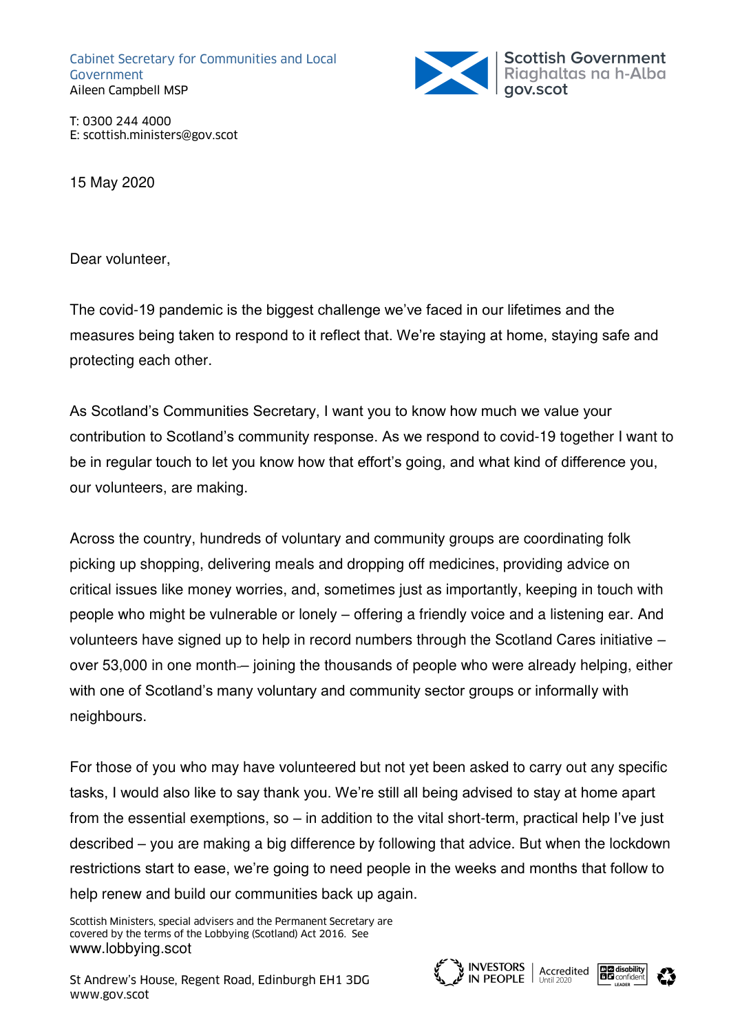Cabinet Secretary for Communities and Local Government
Aileen Campbell MSP

Scottish Government
Riaghaltas na h-Alba
gov.scot

T: 0300 244 4000
E: scottish.ministers@gov.scot

15 May 2020

Dear volunteer,

The covid-19 pandemic is the biggest challenge we've faced in our lifetimes and the measures being taken to respond to it reflect that. We're staying at home, staying safe and protecting each other.

As Scotland's Communities Secretary, I want you to know how much we value your contribution to Scotland's community response. As we respond to covid-19 together I want to be in regular touch to let you know how that effort's going, and what kind of difference you, our volunteers, are making.

Across the country, hundreds of voluntary and community groups are coordinating folk picking up shopping, delivering meals and dropping off medicines, providing advice on critical issues like money worries, and, sometimes just as importantly, keeping in touch with people who might be vulnerable or lonely – offering a friendly voice and a listening ear. And volunteers have signed up to help in record numbers through the Scotland Cares initiative – over 53,000 in one month – joining the thousands of people who were already helping, either with one of Scotland's many voluntary and community sector groups or informally with neighbours.

For those of you who may have volunteered but not yet been asked to carry out any specific tasks, I would also like to say thank you. We're still all being advised to stay at home apart from the essential exemptions, so – in addition to the vital short-term, practical help I've just described – you are making a big difference by following that advice. But when the lockdown restrictions start to ease, we're going to need people in the weeks and months that follow to help renew and build our communities back up again.

Scottish Ministers, special advisers and the Permanent Secretary are covered by the terms of the Lobbying (Scotland) Act 2016. See www.lobbying.scot

St Andrew's House, Regent Road, Edinburgh EH1 3DG
www.gov.scot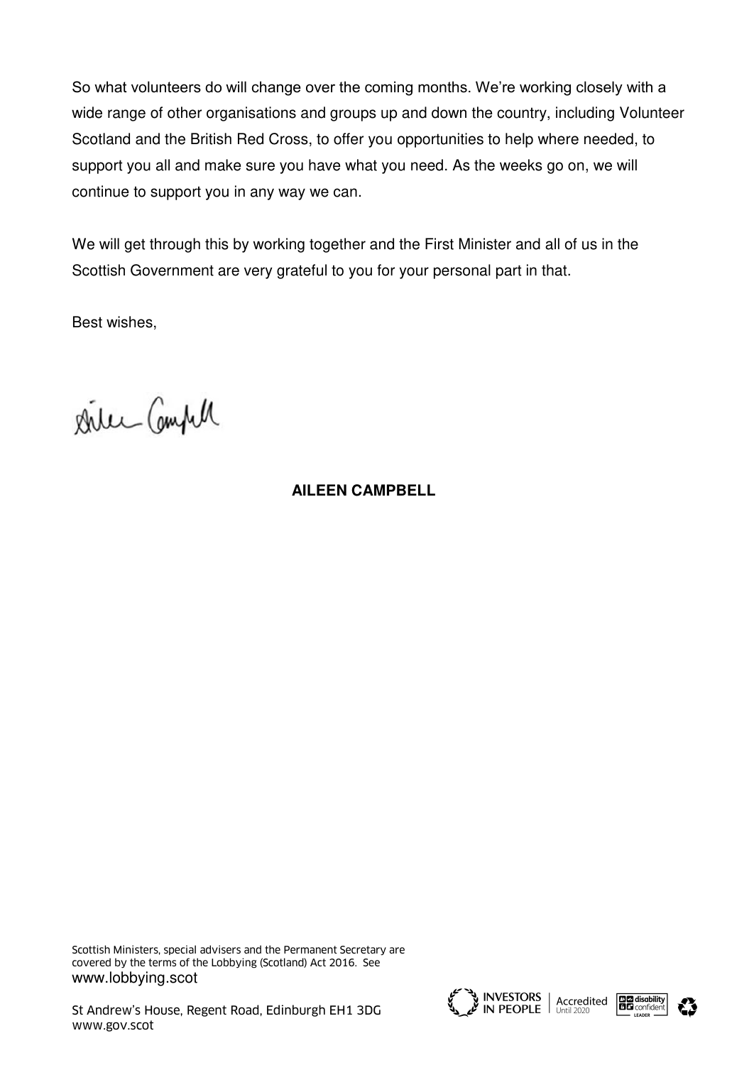So what volunteers do will change over the coming months. We're working closely with a wide range of other organisations and groups up and down the country, including Volunteer Scotland and the British Red Cross, to offer you opportunities to help where needed, to support you all and make sure you have what you need. As the weeks go on, we will continue to support you in any way we can.

We will get through this by working together and the First Minister and all of us in the Scottish Government are very grateful to you for your personal part in that.

Best wishes,

**AILEEN CAMPBELL**

Scottish Ministers, special advisers and the Permanent Secretary are covered by the terms of the Lobbying (Scotland) Act 2016. See www.lobbying.scot

St Andrew's House, Regent Road, Edinburgh EH1 3DG
www.gov.scot